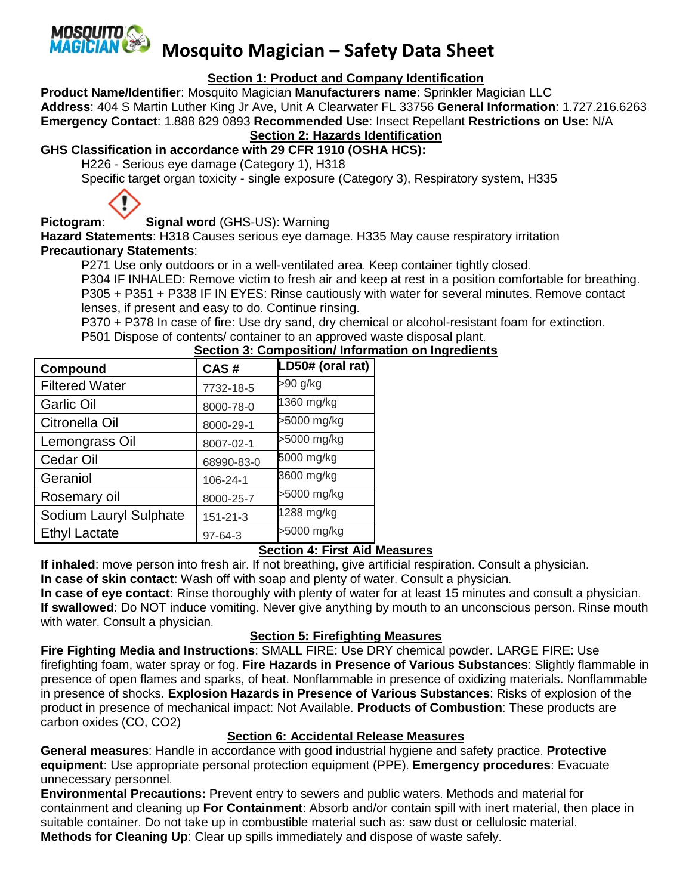# Mosquito Magician – Safety Data Sheet

## Section 1: Product and Company Identification

**Product Name/Identifier**: Mosquito Magician **Manufacturers name**: Sprinkler Magician LLC
**Address**: 404 S Martin Luther King Jr Ave, Unit A Clearwater FL 33756 **General Information**: 1.727.216.6263
**Emergency Contact**: 1.888 829 0893 **Recommended Use**: Insect Repellant **Restrictions on Use**: N/A

## Section 2: Hazards Identification

**GHS Classification in accordance with 29 CFR 1910 (OSHA HCS):**

H226 - Serious eye damage (Category 1), H318
Specific target organ toxicity - single exposure (Category 3), Respiratory system, H335

**Pictogram**: **Signal word** (GHS-US): Warning

**Hazard Statements**: H318 Causes serious eye damage. H335 May cause respiratory irritation

**Precautionary Statements**:

P271 Use only outdoors or in a well-ventilated area. Keep container tightly closed.
P304 IF INHALED: Remove victim to fresh air and keep at rest in a position comfortable for breathing.
P305 + P351 + P338 IF IN EYES: Rinse cautiously with water for several minutes. Remove contact lenses, if present and easy to do. Continue rinsing.
P370 + P378 In case of fire: Use dry sand, dry chemical or alcohol-resistant foam for extinction.
P501 Dispose of contents/ container to an approved waste disposal plant.

## Section 3: Composition/ Information on Ingredients

| Compound | CAS # | LD50# (oral rat) |
|---|---|---|
| Filtered Water | 7732-18-5 | >90 g/kg |
| Garlic Oil | 8000-78-0 | 1360 mg/kg |
| Citronella Oil | 8000-29-1 | >5000 mg/kg |
| Lemongrass Oil | 8007-02-1 | >5000 mg/kg |
| Cedar Oil | 68990-83-0 | 5000 mg/kg |
| Geraniol | 106-24-1 | 3600 mg/kg |
| Rosemary oil | 8000-25-7 | >5000 mg/kg |
| Sodium Lauryl Sulphate | 151-21-3 | 1288 mg/kg |
| Ethyl Lactate | 97-64-3 | >5000 mg/kg |

## Section 4: First Aid Measures

**If inhaled**: move person into fresh air. If not breathing, give artificial respiration. Consult a physician.
**In case of skin contact**: Wash off with soap and plenty of water. Consult a physician.
**In case of eye contact**: Rinse thoroughly with plenty of water for at least 15 minutes and consult a physician.
**If swallowed**: Do NOT induce vomiting. Never give anything by mouth to an unconscious person. Rinse mouth with water. Consult a physician.

## Section 5: Firefighting Measures

**Fire Fighting Media and Instructions**: SMALL FIRE: Use DRY chemical powder. LARGE FIRE: Use firefighting foam, water spray or fog. **Fire Hazards in Presence of Various Substances**: Slightly flammable in presence of open flames and sparks, of heat. Nonflammable in presence of oxidizing materials. Nonflammable in presence of shocks. **Explosion Hazards in Presence of Various Substances**: Risks of explosion of the product in presence of mechanical impact: Not Available. **Products of Combustion**: These products are carbon oxides (CO, $CO_2$)

## Section 6: Accidental Release Measures

**General measures**: Handle in accordance with good industrial hygiene and safety practice. **Protective equipment**: Use appropriate personal protection equipment (PPE). **Emergency procedures**: Evacuate unnecessary personnel.

**Environmental Precautions:** Prevent entry to sewers and public waters. Methods and material for containment and cleaning up **For Containment**: Absorb and/or contain spill with inert material, then place in suitable container. Do not take up in combustible material such as: saw dust or cellulosic material.
**Methods for Cleaning Up**: Clear up spills immediately and dispose of waste safely.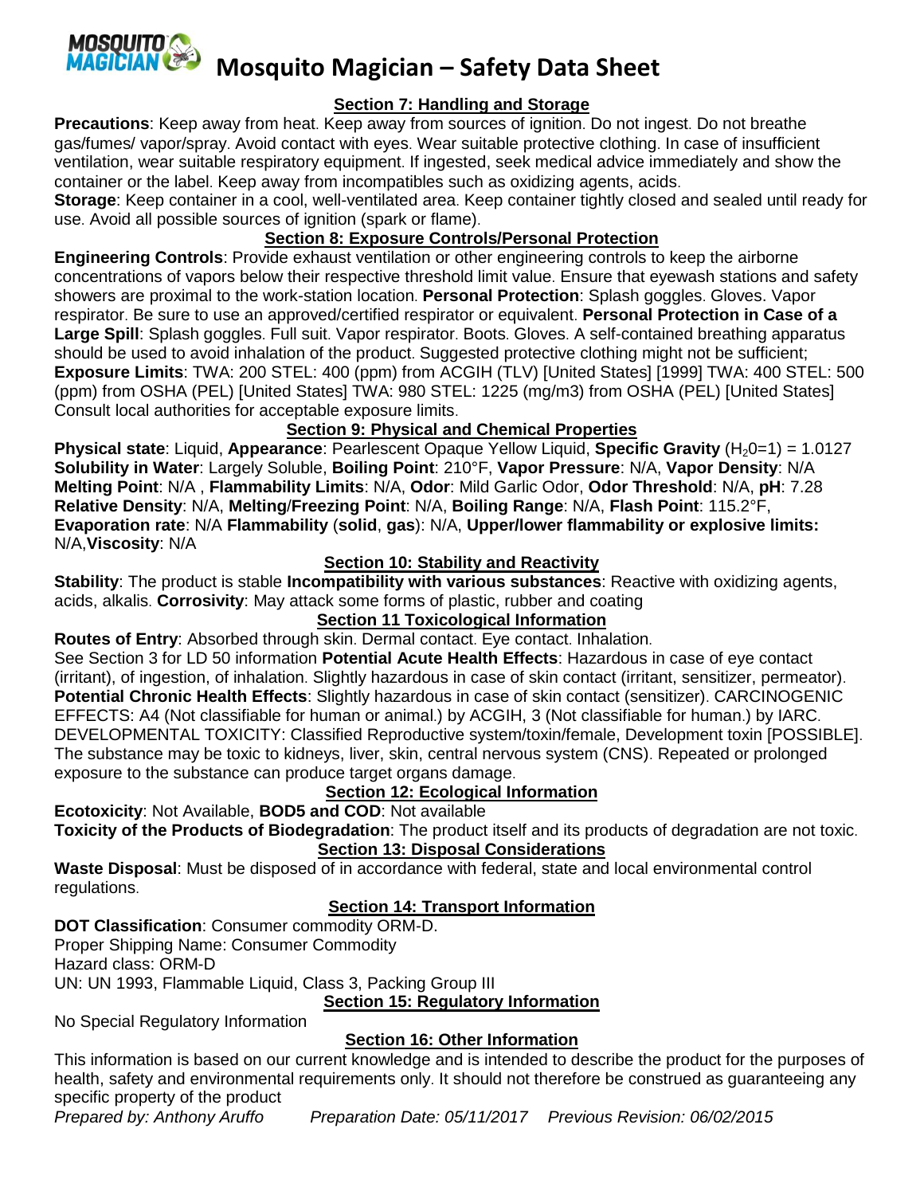## Section 7: Handling and Storage

**Precautions**: Keep away from heat. Keep away from sources of ignition. Do not ingest. Do not breathe gas/fumes/ vapor/spray. Avoid contact with eyes. Wear suitable protective clothing. In case of insufficient ventilation, wear suitable respiratory equipment. If ingested, seek medical advice immediately and show the container or the label. Keep away from incompatibles such as oxidizing agents, acids.

**Storage**: Keep container in a cool, well-ventilated area. Keep container tightly closed and sealed until ready for use. Avoid all possible sources of ignition (spark or flame).

## Section 8: Exposure Controls/Personal Protection

**Engineering Controls**: Provide exhaust ventilation or other engineering controls to keep the airborne concentrations of vapors below their respective threshold limit value. Ensure that eyewash stations and safety showers are proximal to the work-station location. **Personal Protection**: Splash goggles. Gloves. Vapor respirator. Be sure to use an approved/certified respirator or equivalent. **Personal Protection in Case of a Large Spill**: Splash goggles. Full suit. Vapor respirator. Boots. Gloves. A self-contained breathing apparatus should be used to avoid inhalation of the product. Suggested protective clothing might not be sufficient; **Exposure Limits**: TWA: 200 STEL: 400 (ppm) from ACGIH (TLV) [United States] [1999] TWA: 400 STEL: 500 (ppm) from OSHA (PEL) [United States] TWA: 980 STEL: 1225 (mg/m3) from OSHA (PEL) [United States] Consult local authorities for acceptable exposure limits.

## Section 9: Physical and Chemical Properties

**Physical state**: Liquid, **Appearance**: Pearlescent Opaque Yellow Liquid, **Specific Gravity** ($H_2O$=1) = 1.0127 **Solubility in Water**: Largely Soluble, **Boiling Point**: 210°F, **Vapor Pressure**: N/A, **Vapor Density**: N/A **Melting Point**: N/A , **Flammability Limits**: N/A, **Odor**: Mild Garlic Odor, **Odor Threshold**: N/A, **pH**: 7.28 **Relative Density**: N/A, **Melting**/**Freezing Point**: N/A, **Boiling Range**: N/A, **Flash Point**: 115.2°F, **Evaporation rate**: N/A **Flammability** (**solid**, **gas**): N/A, **Upper/lower flammability or explosive limits:** N/A,**Viscosity**: N/A

## Section 10: Stability and Reactivity

**Stability**: The product is stable **Incompatibility with various substances**: Reactive with oxidizing agents, acids, alkalis. **Corrosivity**: May attack some forms of plastic, rubber and coating

## Section 11 Toxicological Information

**Routes of Entry**: Absorbed through skin. Dermal contact. Eye contact. Inhalation.

See Section 3 for LD 50 information **Potential Acute Health Effects**: Hazardous in case of eye contact (irritant), of ingestion, of inhalation. Slightly hazardous in case of skin contact (irritant, sensitizer, permeator). **Potential Chronic Health Effects**: Slightly hazardous in case of skin contact (sensitizer). CARCINOGENIC EFFECTS: A4 (Not classifiable for human or animal.) by ACGIH, 3 (Not classifiable for human.) by IARC. DEVELOPMENTAL TOXICITY: Classified Reproductive system/toxin/female, Development toxin [POSSIBLE]. The substance may be toxic to kidneys, liver, skin, central nervous system (CNS). Repeated or prolonged exposure to the substance can produce target organs damage.

## Section 12: Ecological Information

**Ecotoxicity**: Not Available, **BOD5 and COD**: Not available

**Toxicity of the Products of Biodegradation**: The product itself and its products of degradation are not toxic.

## Section 13: Disposal Considerations

**Waste Disposal**: Must be disposed of in accordance with federal, state and local environmental control regulations.

## Section 14: Transport Information

**DOT Classification**: Consumer commodity ORM-D.

Proper Shipping Name: Consumer Commodity

Hazard class: ORM-D

UN: UN 1993, Flammable Liquid, Class 3, Packing Group III

## Section 15: Regulatory Information

No Special Regulatory Information

## Section 16: Other Information

This information is based on our current knowledge and is intended to describe the product for the purposes of health, safety and environmental requirements only. It should not therefore be construed as guaranteeing any specific property of the product

*Prepared by: Anthony Aruffo* *Preparation Date: 05/11/2017* *Previous Revision: 06/02/2015*